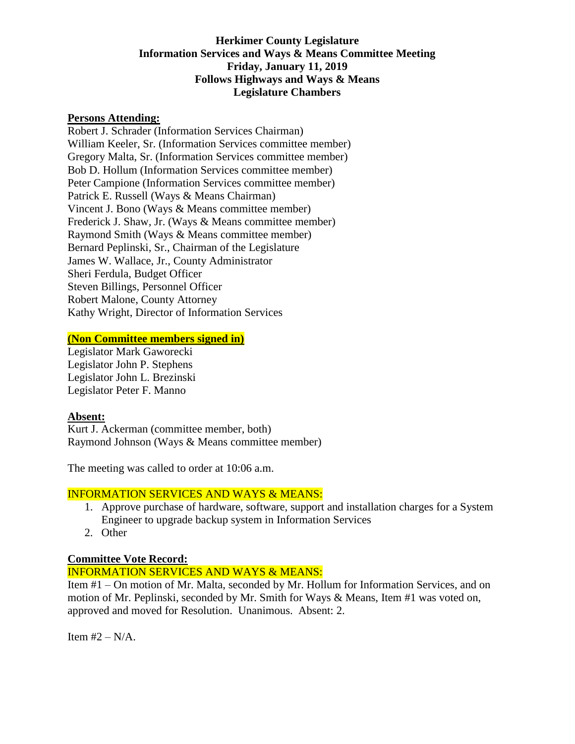# Herkimer County Legislature
## Information Services and Ways & Means Committee Meeting
**Friday, January 11, 2019**
**Follows Highways and Ways & Means**
**Legislature Chambers**

**Persons Attending:**

Robert J. Schrader (Information Services Chairman)
William Keeler, Sr. (Information Services committee member)
Gregory Malta, Sr. (Information Services committee member)
Bob D. Hollum (Information Services committee member)
Peter Campione (Information Services committee member)
Patrick E. Russell (Ways & Means Chairman)
Vincent J. Bono (Ways & Means committee member)
Frederick J. Shaw, Jr. (Ways & Means committee member)
Raymond Smith (Ways & Means committee member)
Bernard Peplinski, Sr., Chairman of the Legislature
James W. Wallace, Jr., County Administrator
Sheri Ferdula, Budget Officer
Steven Billings, Personnel Officer
Robert Malone, County Attorney
Kathy Wright, Director of Information Services

**(Non Committee members signed in)**

Legislator Mark Gaworecki
Legislator John P. Stephens
Legislator John L. Brezinski
Legislator Peter F. Manno

**Absent:**

Kurt J. Ackerman (committee member, both)
Raymond Johnson (Ways & Means committee member)

The meeting was called to order at 10:06 a.m.

INFORMATION SERVICES AND WAYS & MEANS:

1. Approve purchase of hardware, software, support and installation charges for a System Engineer to upgrade backup system in Information Services
2. Other

**Committee Vote Record:**

INFORMATION SERVICES AND WAYS & MEANS:

Item #1 – On motion of Mr. Malta, seconded by Mr. Hollum for Information Services, and on motion of Mr. Peplinski, seconded by Mr. Smith for Ways & Means, Item #1 was voted on, approved and moved for Resolution. Unanimous. Absent: 2.

Item #2 – N/A.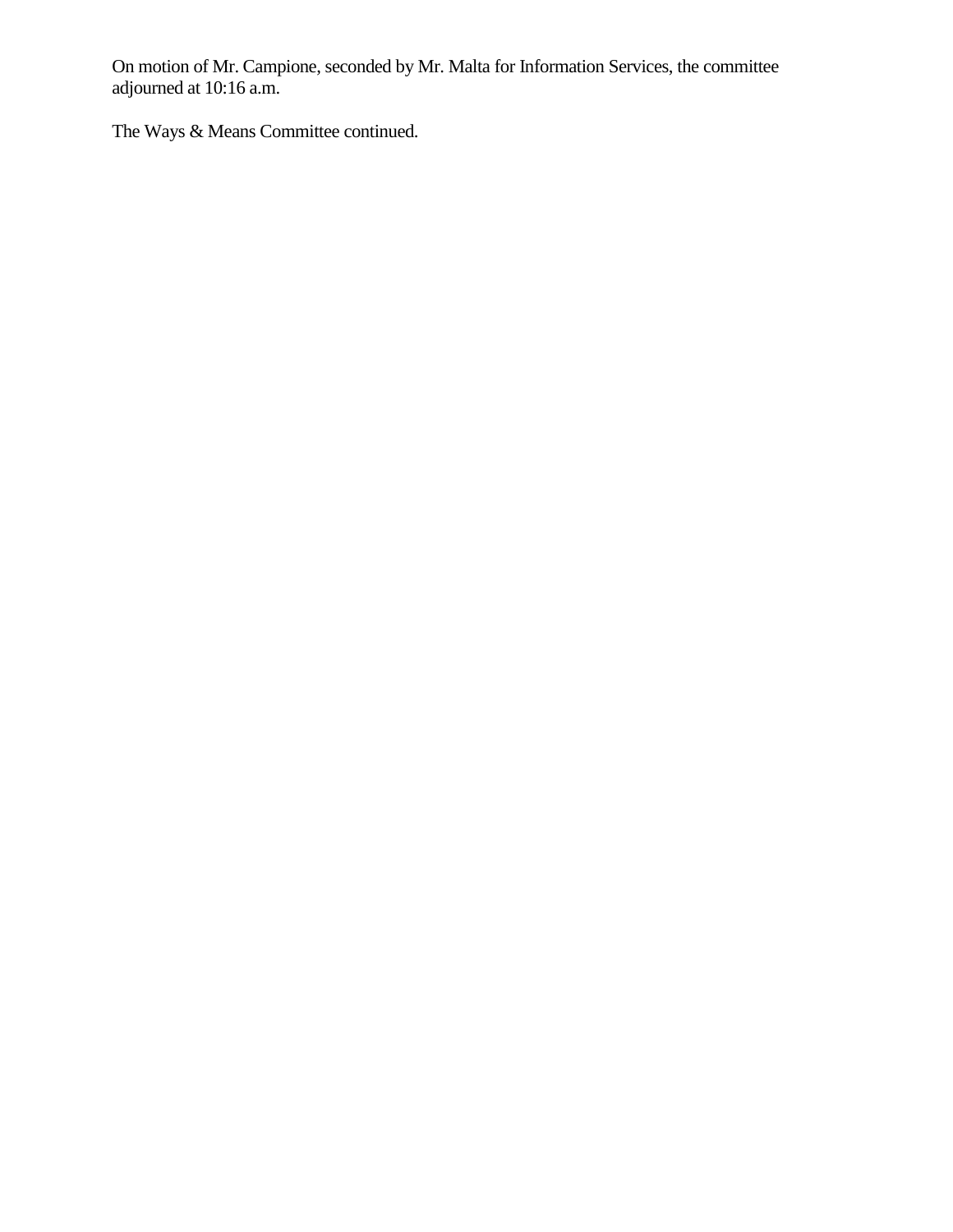On motion of Mr. Campione, seconded by Mr. Malta for Information Services, the committee adjourned at 10:16 a.m.

The Ways & Means Committee continued.